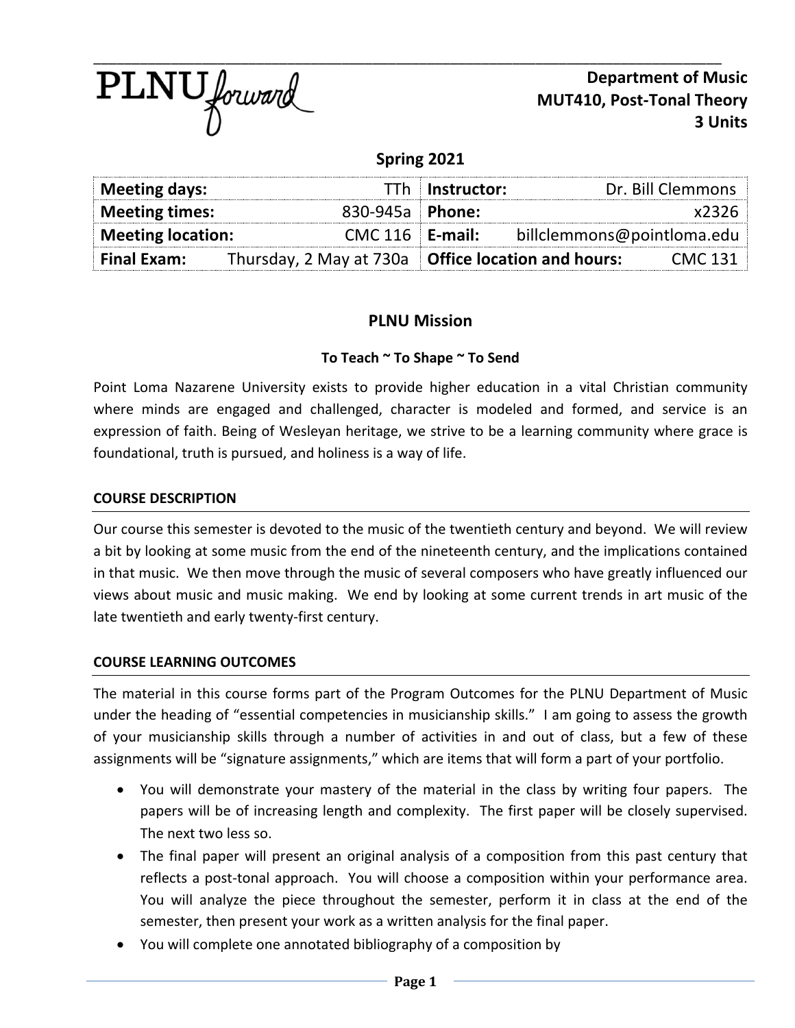PLNU forward

**Department of Music**
**MUT410, Post-Tonal Theory**
**3 Units**

**Spring 2021**

| **Meeting days:** | TTh | **Instructor:** | Dr. Bill Clemmons |
|---|---|---|---|
| **Meeting times:** | 830-945a | **Phone:** | x2326 |
| **Meeting location:** | CMC 116 | **E-mail:** | billclemmons@pointloma.edu |
| **Final Exam:** | Thursday, 2 May at 730a | **Office location and hours:** | CMC 131 |

## PLNU Mission

**To Teach ~ To Shape ~ To Send**

Point Loma Nazarene University exists to provide higher education in a vital Christian community where minds are engaged and challenged, character is modeled and formed, and service is an expression of faith. Being of Wesleyan heritage, we strive to be a learning community where grace is foundational, truth is pursued, and holiness is a way of life.

### COURSE DESCRIPTION

Our course this semester is devoted to the music of the twentieth century and beyond. We will review a bit by looking at some music from the end of the nineteenth century, and the implications contained in that music. We then move through the music of several composers who have greatly influenced our views about music and music making. We end by looking at some current trends in art music of the late twentieth and early twenty-first century.

### COURSE LEARNING OUTCOMES

The material in this course forms part of the Program Outcomes for the PLNU Department of Music under the heading of "essential competencies in musicianship skills." I am going to assess the growth of your musicianship skills through a number of activities in and out of class, but a few of these assignments will be "signature assignments," which are items that will form a part of your portfolio.

- You will demonstrate your mastery of the material in the class by writing four papers. The papers will be of increasing length and complexity. The first paper will be closely supervised. The next two less so.
- The final paper will present an original analysis of a composition from this past century that reflects a post-tonal approach. You will choose a composition within your performance area. You will analyze the piece throughout the semester, perform it in class at the end of the semester, then present your work as a written analysis for the final paper.
- You will complete one annotated bibliography of a composition by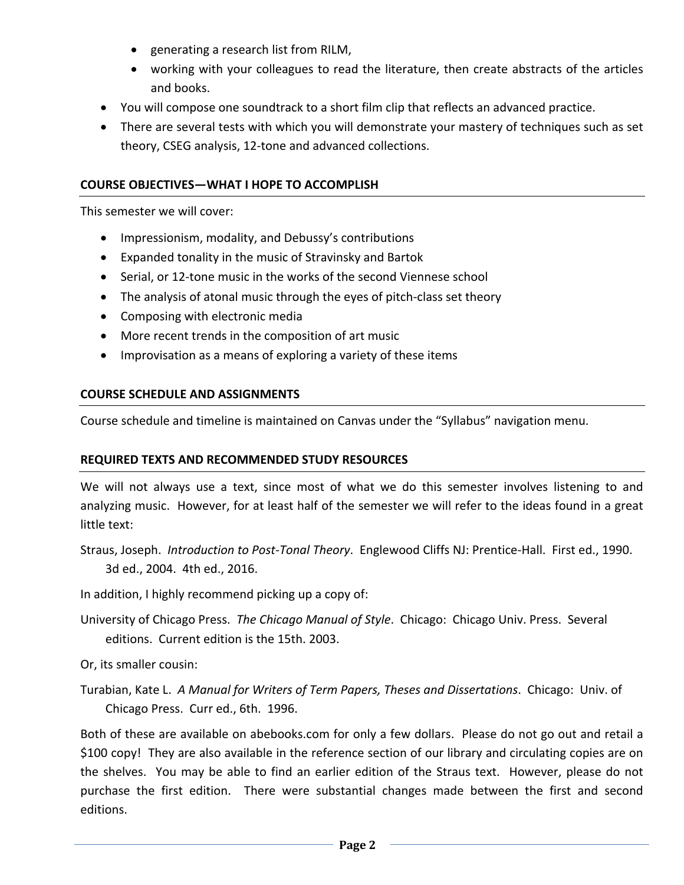- generating a research list from RILM,
  - working with your colleagues to read the literature, then create abstracts of the articles and books.
- You will compose one soundtrack to a short film clip that reflects an advanced practice.
- There are several tests with which you will demonstrate your mastery of techniques such as set theory, CSEG analysis, 12-tone and advanced collections.

## COURSE OBJECTIVES—WHAT I HOPE TO ACCOMPLISH

This semester we will cover:

- Impressionism, modality, and Debussy's contributions
- Expanded tonality in the music of Stravinsky and Bartok
- Serial, or 12-tone music in the works of the second Viennese school
- The analysis of atonal music through the eyes of pitch-class set theory
- Composing with electronic media
- More recent trends in the composition of art music
- Improvisation as a means of exploring a variety of these items

## COURSE SCHEDULE AND ASSIGNMENTS

Course schedule and timeline is maintained on Canvas under the "Syllabus" navigation menu.

## REQUIRED TEXTS AND RECOMMENDED STUDY RESOURCES

We will not always use a text, since most of what we do this semester involves listening to and analyzing music. However, for at least half of the semester we will refer to the ideas found in a great little text:

Straus, Joseph. *Introduction to Post-Tonal Theory*. Englewood Cliffs NJ: Prentice-Hall. First ed., 1990. 3d ed., 2004. 4th ed., 2016.

In addition, I highly recommend picking up a copy of:

University of Chicago Press. *The Chicago Manual of Style*. Chicago: Chicago Univ. Press. Several editions. Current edition is the 15th. 2003.

Or, its smaller cousin:

Turabian, Kate L. *A Manual for Writers of Term Papers, Theses and Dissertations*. Chicago: Univ. of Chicago Press. Curr ed., 6th. 1996.

Both of these are available on abebooks.com for only a few dollars. Please do not go out and retail a $100 copy! They are also available in the reference section of our library and circulating copies are on the shelves. You may be able to find an earlier edition of the Straus text. However, please do not purchase the first edition. There were substantial changes made between the first and second editions.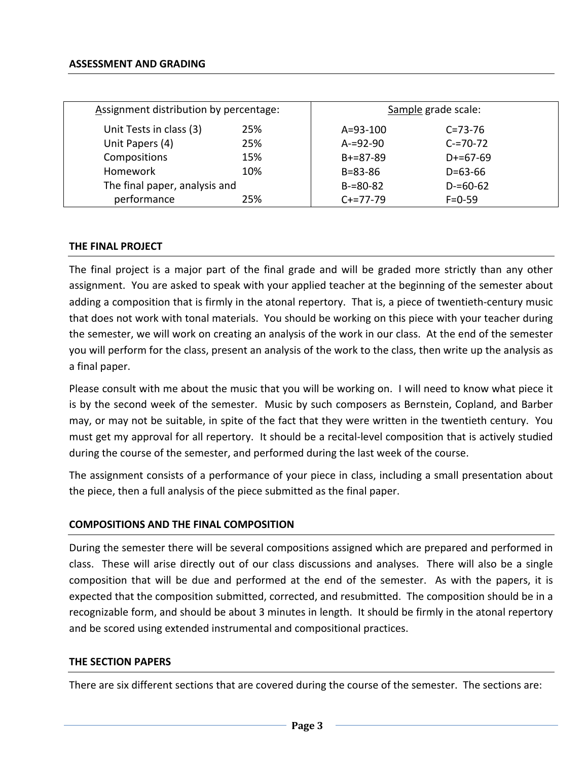## ASSESSMENT AND GRADING

| Assignment distribution by percentage: | | Sample grade scale: | |
|---|---|---|---|
| Unit Tests in class (3) | 25% | A=93-100 | C=73-76 |
| Unit Papers (4) | 25% | A-=92-90 | C-=70-72 |
| Compositions | 15% | B+=87-89 | D+=67-69 |
| Homework | 10% | B=83-86 | D=63-66 |
| The final paper, analysis and performance | 25% | B-=80-82 | D-=60-62 |
| | | C+=77-79 | F=0-59 |

## THE FINAL PROJECT

The final project is a major part of the final grade and will be graded more strictly than any other assignment. You are asked to speak with your applied teacher at the beginning of the semester about adding a composition that is firmly in the atonal repertory. That is, a piece of twentieth-century music that does not work with tonal materials. You should be working on this piece with your teacher during the semester, we will work on creating an analysis of the work in our class. At the end of the semester you will perform for the class, present an analysis of the work to the class, then write up the analysis as a final paper.

Please consult with me about the music that you will be working on. I will need to know what piece it is by the second week of the semester. Music by such composers as Bernstein, Copland, and Barber may, or may not be suitable, in spite of the fact that they were written in the twentieth century. You must get my approval for all repertory. It should be a recital-level composition that is actively studied during the course of the semester, and performed during the last week of the course.

The assignment consists of a performance of your piece in class, including a small presentation about the piece, then a full analysis of the piece submitted as the final paper.

## COMPOSITIONS AND THE FINAL COMPOSITION

During the semester there will be several compositions assigned which are prepared and performed in class. These will arise directly out of our class discussions and analyses. There will also be a single composition that will be due and performed at the end of the semester. As with the papers, it is expected that the composition submitted, corrected, and resubmitted. The composition should be in a recognizable form, and should be about 3 minutes in length. It should be firmly in the atonal repertory and be scored using extended instrumental and compositional practices.

## THE SECTION PAPERS

There are six different sections that are covered during the course of the semester. The sections are: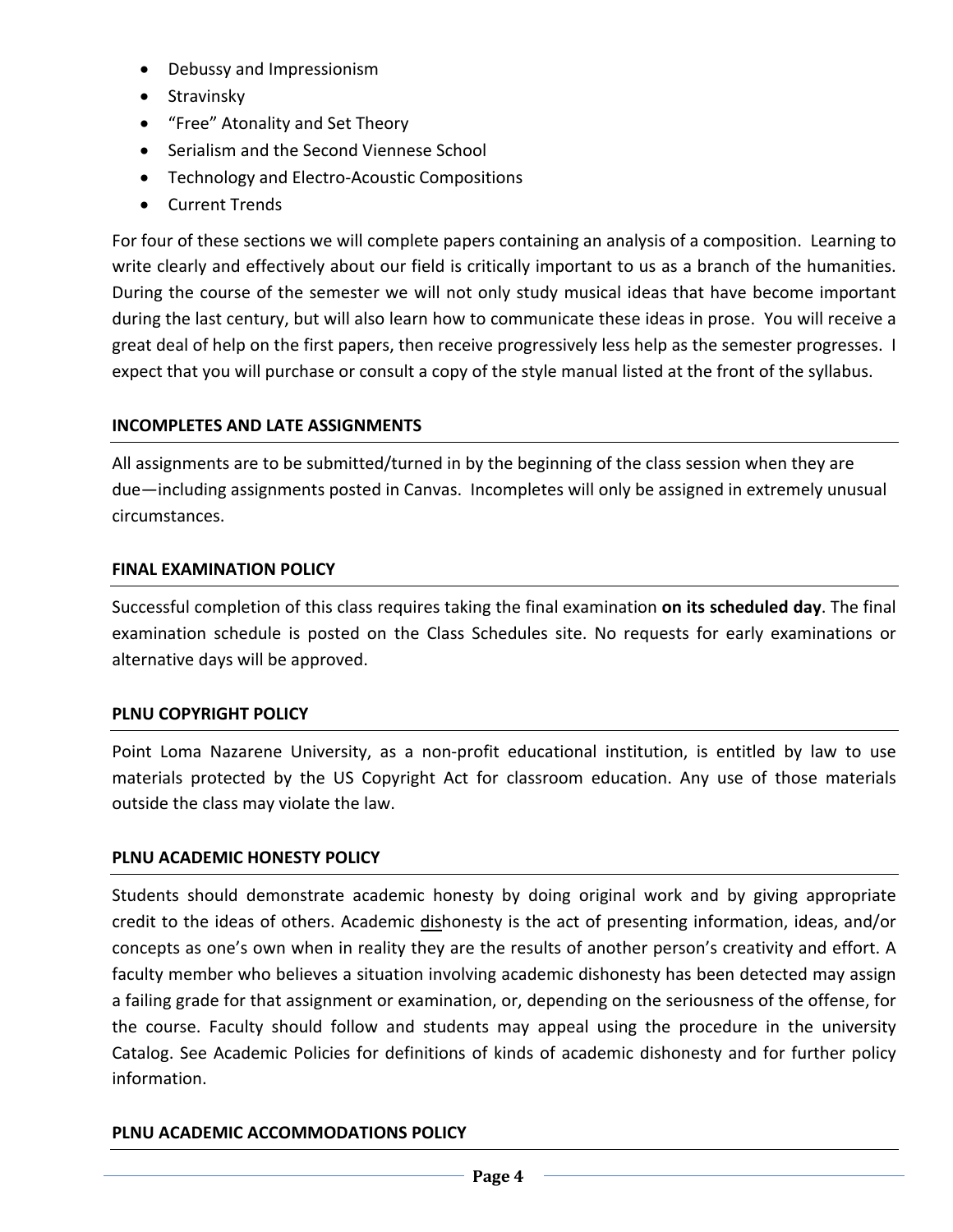- Debussy and Impressionism
- Stravinsky
- "Free" Atonality and Set Theory
- Serialism and the Second Viennese School
- Technology and Electro-Acoustic Compositions
- Current Trends

For four of these sections we will complete papers containing an analysis of a composition. Learning to write clearly and effectively about our field is critically important to us as a branch of the humanities. During the course of the semester we will not only study musical ideas that have become important during the last century, but will also learn how to communicate these ideas in prose. You will receive a great deal of help on the first papers, then receive progressively less help as the semester progresses. I expect that you will purchase or consult a copy of the style manual listed at the front of the syllabus.

**INCOMPLETES AND LATE ASSIGNMENTS**

All assignments are to be submitted/turned in by the beginning of the class session when they are due—including assignments posted in Canvas. Incompletes will only be assigned in extremely unusual circumstances.

**FINAL EXAMINATION POLICY**

Successful completion of this class requires taking the final examination **on its scheduled day**. The final examination schedule is posted on the Class Schedules site. No requests for early examinations or alternative days will be approved.

**PLNU COPYRIGHT POLICY**

Point Loma Nazarene University, as a non-profit educational institution, is entitled by law to use materials protected by the US Copyright Act for classroom education. Any use of those materials outside the class may violate the law.

**PLNU ACADEMIC HONESTY POLICY**

Students should demonstrate academic honesty by doing original work and by giving appropriate credit to the ideas of others. Academic <u>dis</u>honesty is the act of presenting information, ideas, and/or concepts as one's own when in reality they are the results of another person's creativity and effort. A faculty member who believes a situation involving academic dishonesty has been detected may assign a failing grade for that assignment or examination, or, depending on the seriousness of the offense, for the course. Faculty should follow and students may appeal using the procedure in the university Catalog. See Academic Policies for definitions of kinds of academic dishonesty and for further policy information.

**PLNU ACADEMIC ACCOMMODATIONS POLICY**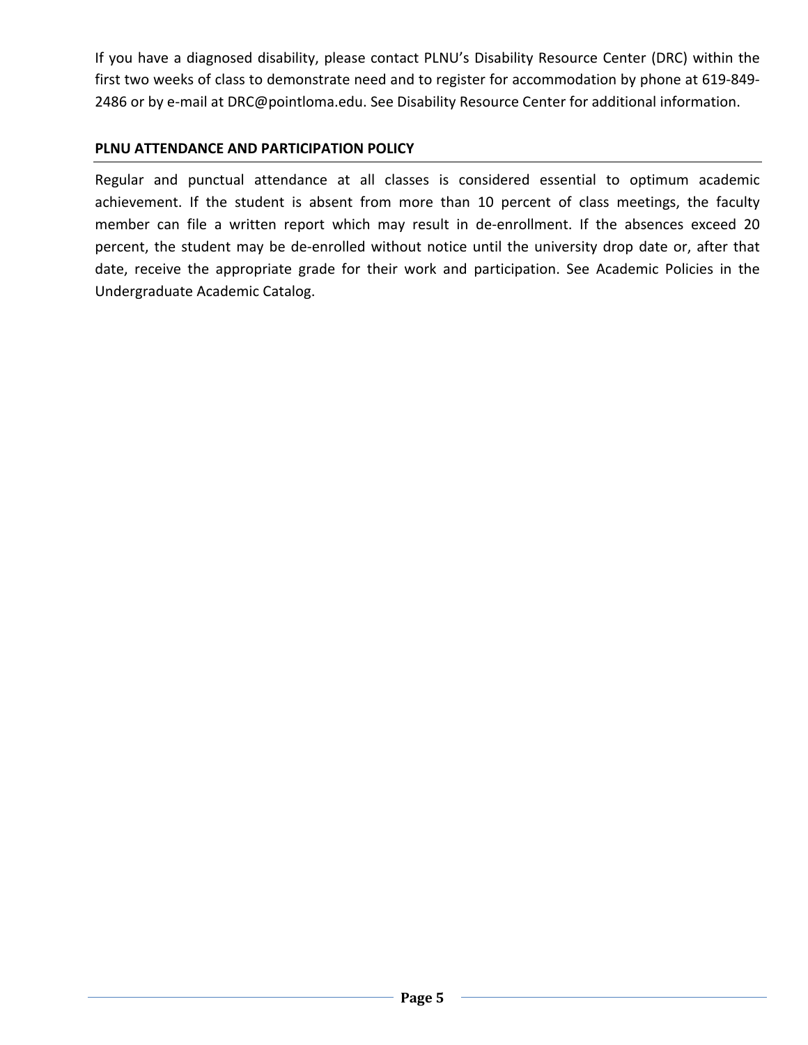If you have a diagnosed disability, please contact PLNU's Disability Resource Center (DRC) within the first two weeks of class to demonstrate need and to register for accommodation by phone at 619-849-2486 or by e-mail at DRC@pointloma.edu. See Disability Resource Center for additional information.

## PLNU ATTENDANCE AND PARTICIPATION POLICY

Regular and punctual attendance at all classes is considered essential to optimum academic achievement. If the student is absent from more than 10 percent of class meetings, the faculty member can file a written report which may result in de-enrollment. If the absences exceed 20 percent, the student may be de-enrolled without notice until the university drop date or, after that date, receive the appropriate grade for their work and participation. See Academic Policies in the Undergraduate Academic Catalog.